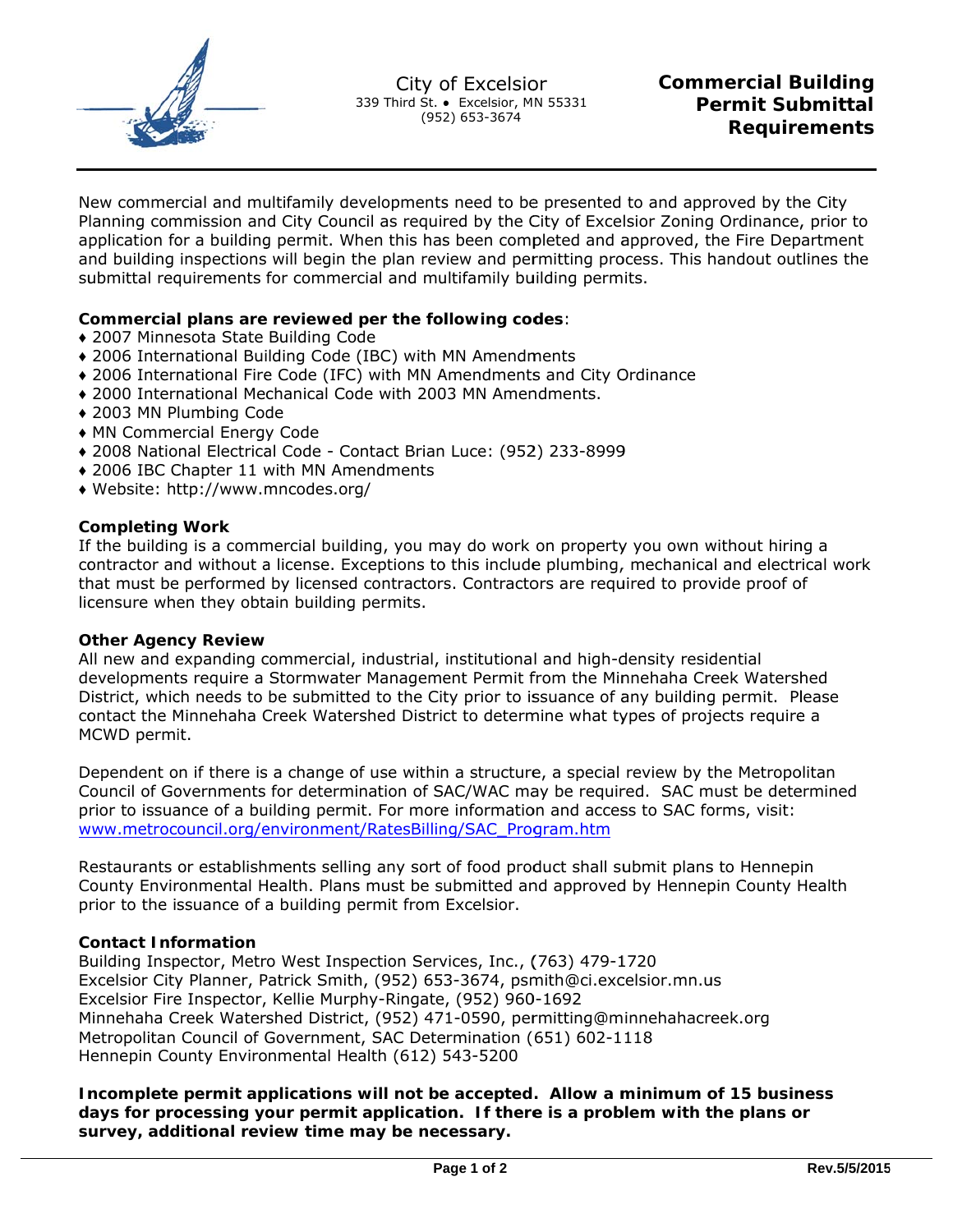City of Excelsior
339 Third St. • Excelsior, MN 55331
(952) 653-3674

# Commercial Building Permit Submittal Requirements

New commercial and multifamily developments need to be presented to and approved by the City Planning commission and City Council as required by the City of Excelsior Zoning Ordinance, prior to application for a building permit. When this has been completed and approved, the Fire Department and building inspections will begin the plan review and permitting process. This handout outlines the submittal requirements for commercial and multifamily building permits.

**Commercial plans are reviewed per the following codes**:

- 2007 Minnesota State Building Code
- 2006 International Building Code (IBC) with MN Amendments
- 2006 International Fire Code (IFC) with MN Amendments and City Ordinance
- 2000 International Mechanical Code with 2003 MN Amendments.
- 2003 MN Plumbing Code
- MN Commercial Energy Code
- 2008 National Electrical Code - Contact Brian Luce: (952) 233-8999
- 2006 IBC Chapter 11 with MN Amendments
- Website: http://www.mncodes.org/

**Completing Work**

If the building is a commercial building, you may do work on property you own without hiring a contractor and without a license. Exceptions to this include plumbing, mechanical and electrical work that must be performed by licensed contractors. Contractors are required to provide proof of licensure when they obtain building permits.

**Other Agency Review**

All new and expanding commercial, industrial, institutional and high-density residential developments require a Stormwater Management Permit from the Minnehaha Creek Watershed District, which needs to be submitted to the City prior to issuance of any building permit. Please contact the Minnehaha Creek Watershed District to determine what types of projects require a MCWD permit.

Dependent on if there is a change of use within a structure, a special review by the Metropolitan Council of Governments for determination of SAC/WAC may be required. SAC must be determined prior to issuance of a building permit. For more information and access to SAC forms, visit: www.metrocouncil.org/environment/RatesBilling/SAC_Program.htm

Restaurants or establishments selling any sort of food product shall submit plans to Hennepin County Environmental Health. Plans must be submitted and approved by Hennepin County Health prior to the issuance of a building permit from Excelsior.

**Contact Information**

Building Inspector, Metro West Inspection Services, Inc., (763) 479-1720
Excelsior City Planner, Patrick Smith, (952) 653-3674, psmith@ci.excelsior.mn.us
Excelsior Fire Inspector, Kellie Murphy-Ringate, (952) 960-1692
Minnehaha Creek Watershed District, (952) 471-0590, permitting@minnehahacreek.org
Metropolitan Council of Government, SAC Determination (651) 602-1118
Hennepin County Environmental Health (612) 543-5200

**Incomplete permit applications will not be accepted. Allow a minimum of 15 business days for processing your permit application. If there is a problem with the plans or survey, additional review time may be necessary.**

Rev.5/5/2015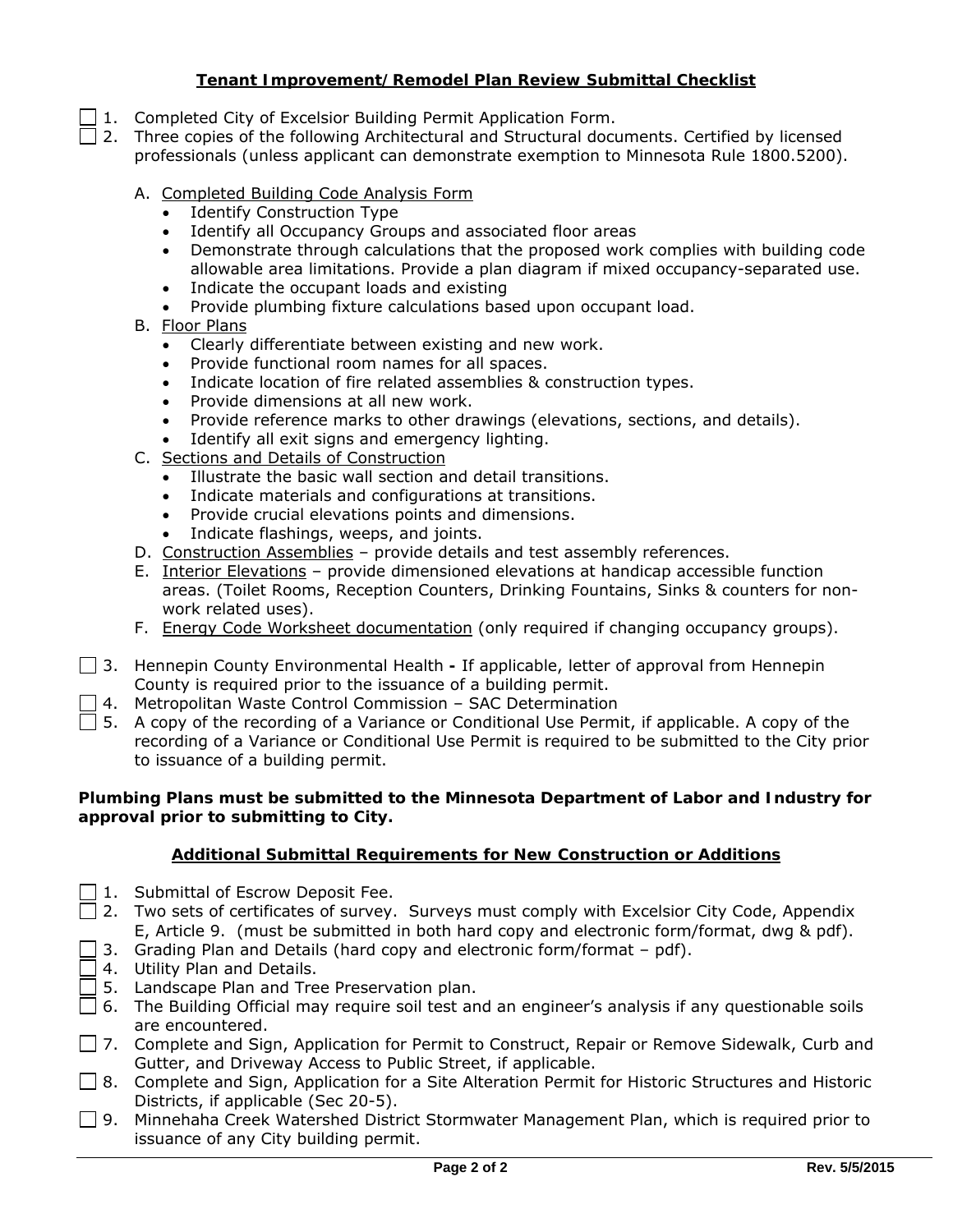## Tenant Improvement/Remodel Plan Review Submittal Checklist

- [ ] 1. Completed City of Excelsior Building Permit Application Form.
- [ ] 2. Three copies of the following Architectural and Structural documents. Certified by licensed professionals (unless applicant can demonstrate exemption to Minnesota Rule 1800.5200).

   A. Completed Building Code Analysis Form
      - Identify Construction Type
      - Identify all Occupancy Groups and associated floor areas
      - Demonstrate through calculations that the proposed work complies with building code allowable area limitations. Provide a plan diagram if mixed occupancy-separated use.
      - Indicate the occupant loads and existing
      - Provide plumbing fixture calculations based upon occupant load.

   B. Floor Plans
      - Clearly differentiate between existing and new work.
      - Provide functional room names for all spaces.
      - Indicate location of fire related assemblies & construction types.
      - Provide dimensions at all new work.
      - Provide reference marks to other drawings (elevations, sections, and details).
      - Identify all exit signs and emergency lighting.

   C. Sections and Details of Construction
      - Illustrate the basic wall section and detail transitions.
      - Indicate materials and configurations at transitions.
      - Provide crucial elevations points and dimensions.
      - Indicate flashings, weeps, and joints.

   D. Construction Assemblies – provide details and test assembly references.

   E. Interior Elevations – provide dimensioned elevations at handicap accessible function areas. (Toilet Rooms, Reception Counters, Drinking Fountains, Sinks & counters for non-work related uses).

   F. Energy Code Worksheet documentation (only required if changing occupancy groups).

- [ ] 3. Hennepin County Environmental Health **-** If applicable, letter of approval from Hennepin County is required prior to the issuance of a building permit.
- [ ] 4. Metropolitan Waste Control Commission – SAC Determination
- [ ] 5. A copy of the recording of a Variance or Conditional Use Permit, if applicable. A copy of the recording of a Variance or Conditional Use Permit is required to be submitted to the City prior to issuance of a building permit.

**Plumbing Plans must be submitted to the Minnesota Department of Labor and Industry for approval prior to submitting to City.**

### Additional Submittal Requirements for New Construction or Additions

- [ ] 1. Submittal of Escrow Deposit Fee.
- [ ] 2. Two sets of certificates of survey. Surveys must comply with Excelsior City Code, Appendix E, Article 9. (must be submitted in both hard copy and electronic form/format, dwg & pdf).
- [ ] 3. Grading Plan and Details (hard copy and electronic form/format – pdf).
- [ ] 4. Utility Plan and Details.
- [ ] 5. Landscape Plan and Tree Preservation plan.
- [ ] 6. The Building Official may require soil test and an engineer's analysis if any questionable soils are encountered.
- [ ] 7. Complete and Sign, Application for Permit to Construct, Repair or Remove Sidewalk, Curb and Gutter, and Driveway Access to Public Street, if applicable.
- [ ] 8. Complete and Sign, Application for a Site Alteration Permit for Historic Structures and Historic Districts, if applicable (Sec 20-5).
- [ ] 9. Minnehaha Creek Watershed District Stormwater Management Plan, which is required prior to issuance of any City building permit.

Rev. 5/5/2015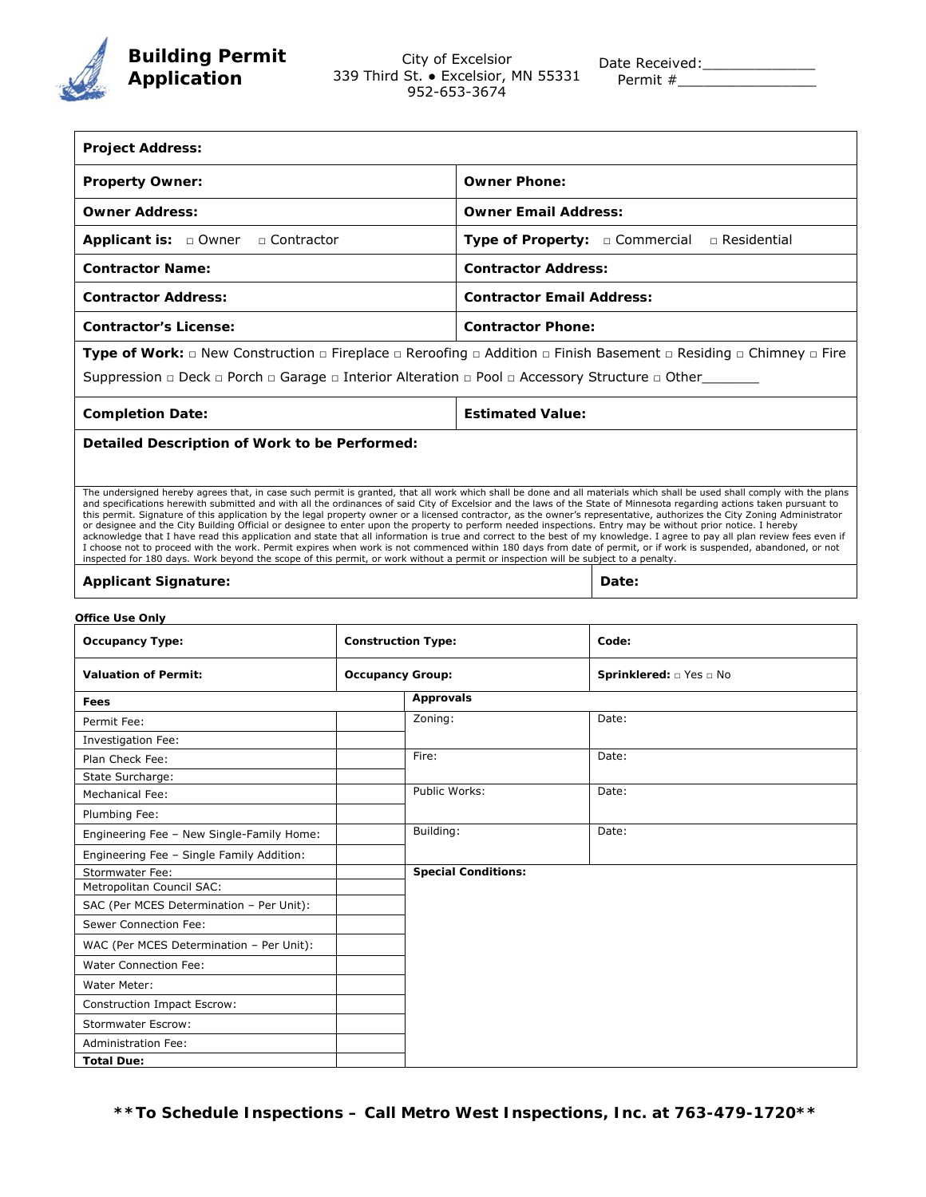# Building Permit Application

City of Excelsior
339 Third St. • Excelsior, MN 55331
952-653-3674

Date Received:_____________
Permit #________________

| | |
|---|---|
| **Project Address:** | |
| **Property Owner:** | **Owner Phone:** |
| **Owner Address:** | **Owner Email Address:** |
| **Applicant is:** □ Owner □ Contractor | **Type of Property:** □ Commercial □ Residential |
| **Contractor Name:** | **Contractor Address:** |
| **Contractor Address:** | **Contractor Email Address:** |
| **Contractor's License:** | **Contractor Phone:** |

**Type of Work:** □ New Construction □ Fireplace □ Reroofing □ Addition □ Finish Basement □ Residing □ Chimney □ Fire Suppression □ Deck □ Porch □ Garage □ Interior Alteration □ Pool □ Accessory Structure □ Other_______

| | |
|---|---|
| **Completion Date:** | **Estimated Value:** |

**Detailed Description of Work to be Performed:**

The undersigned hereby agrees that, in case such permit is granted, that all work which shall be done and all materials which shall be used shall comply with the plans and specifications herewith submitted and with all the ordinances of said City of Excelsior and the laws of the State of Minnesota regarding actions taken pursuant to this permit. Signature of this application by the legal property owner or a licensed contractor, as the owner's representative, authorizes the City Zoning Administrator or designee and the City Building Official or designee to enter upon the property to perform needed inspections. Entry may be without prior notice. I hereby acknowledge that I have read this application and state that all information is true and correct to the best of my knowledge. I agree to pay all plan review fees even if I choose not to proceed with the work. Permit expires when work is not commenced within 180 days from date of permit, or if work is suspended, abandoned, or not inspected for 180 days. Work beyond the scope of this permit, or work without a permit or inspection will be subject to a penalty.

| | |
|---|---|
| **Applicant Signature:** | **Date:** |

**Office Use Only**

| | | |
|---|---|---|
| **Occupancy Type:** | **Construction Type:** | **Code:** |
| **Valuation of Permit:** | **Occupancy Group:** | **Sprinklered:** □ Yes □ No |

| **Fees** | | **Approvals** | |
|---|---|---|---|
| Permit Fee: | | Zoning: | Date: |
| Investigation Fee: | | | |
| Plan Check Fee: | | Fire: | Date: |
| State Surcharge: | | | |
| Mechanical Fee: | | Public Works: | Date: |
| Plumbing Fee: | | | |
| Engineering Fee – New Single-Family Home: | | Building: | Date: |
| Engineering Fee – Single Family Addition: | | | |
| Stormwater Fee: | | **Special Conditions:** | |
| Metropolitan Council SAC: | | | |
| SAC (Per MCES Determination – Per Unit): | | | |
| Sewer Connection Fee: | | | |
| WAC (Per MCES Determination – Per Unit): | | | |
| Water Connection Fee: | | | |
| Water Meter: | | | |
| Construction Impact Escrow: | | | |
| Stormwater Escrow: | | | |
| Administration Fee: | | | |
| **Total Due:** | | | |

**\*\*To Schedule Inspections – Call Metro West Inspections, Inc. at 763-479-1720\*\***